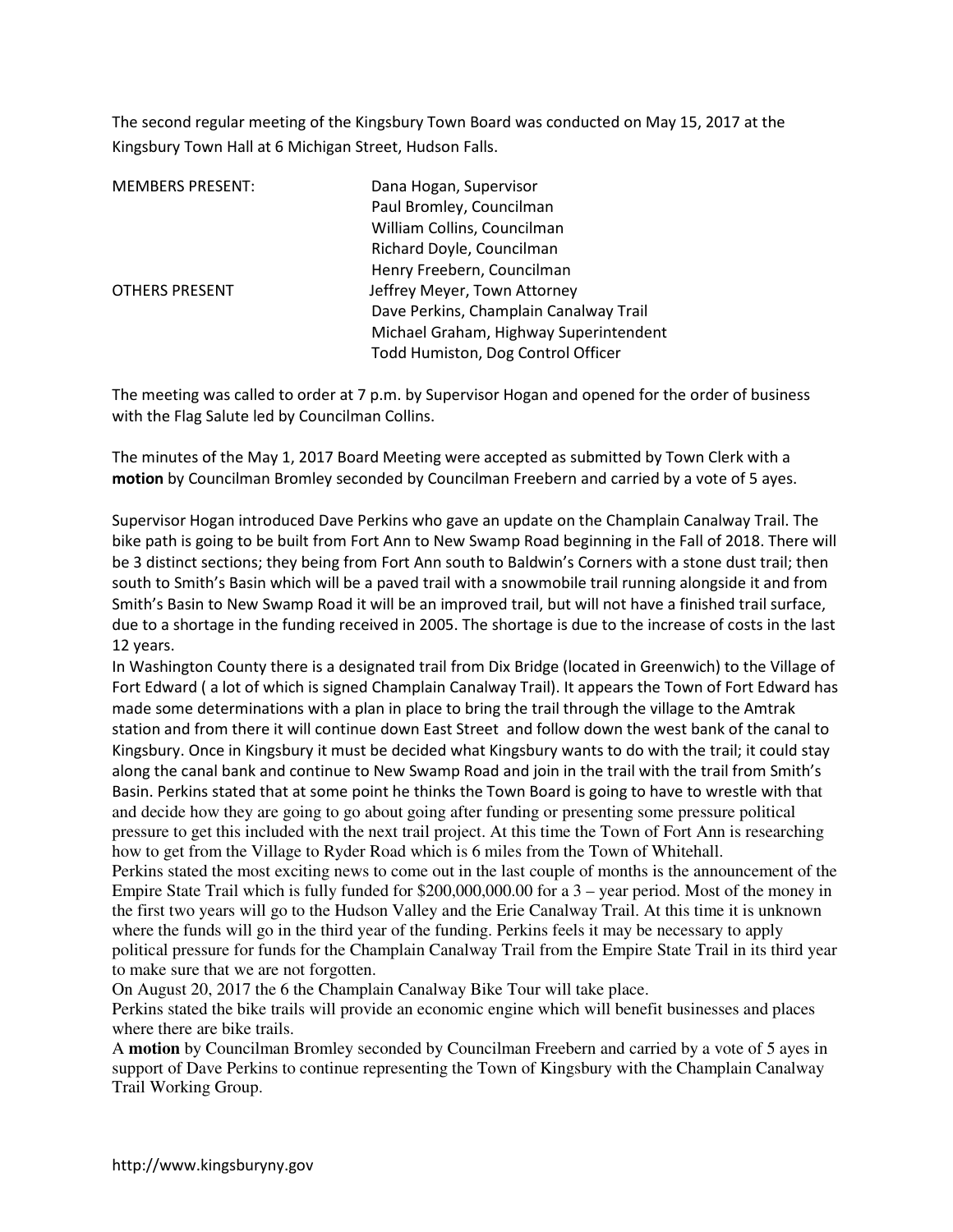The second regular meeting of the Kingsbury Town Board was conducted on May 15, 2017 at the Kingsbury Town Hall at 6 Michigan Street, Hudson Falls.

| | |
|---|---|
| MEMBERS PRESENT: | Dana Hogan, Supervisor |
| | Paul Bromley, Councilman |
| | William Collins, Councilman |
| | Richard Doyle, Councilman |
| | Henry Freebern, Councilman |
| OTHERS PRESENT | Jeffrey Meyer, Town Attorney |
| | Dave Perkins, Champlain Canalway Trail |
| | Michael Graham, Highway Superintendent |
| | Todd Humiston, Dog Control Officer |

The meeting was called to order at 7 p.m. by Supervisor Hogan and opened for the order of business with the Flag Salute led by Councilman Collins.

The minutes of the May 1, 2017 Board Meeting were accepted as submitted by Town Clerk with a **motion** by Councilman Bromley seconded by Councilman Freebern and carried by a vote of 5 ayes.

Supervisor Hogan introduced Dave Perkins who gave an update on the Champlain Canalway Trail. The bike path is going to be built from Fort Ann to New Swamp Road beginning in the Fall of 2018. There will be 3 distinct sections; they being from Fort Ann south to Baldwin's Corners with a stone dust trail; then south to Smith's Basin which will be a paved trail with a snowmobile trail running alongside it and from Smith's Basin to New Swamp Road it will be an improved trail, but will not have a finished trail surface, due to a shortage in the funding received in 2005. The shortage is due to the increase of costs in the last 12 years.

In Washington County there is a designated trail from Dix Bridge (located in Greenwich) to the Village of Fort Edward ( a lot of which is signed Champlain Canalway Trail). It appears the Town of Fort Edward has made some determinations with a plan in place to bring the trail through the village to the Amtrak station and from there it will continue down East Street and follow down the west bank of the canal to Kingsbury. Once in Kingsbury it must be decided what Kingsbury wants to do with the trail; it could stay along the canal bank and continue to New Swamp Road and join in the trail with the trail from Smith's Basin. Perkins stated that at some point he thinks the Town Board is going to have to wrestle with that and decide how they are going to go about going after funding or presenting some pressure political pressure to get this included with the next trail project. At this time the Town of Fort Ann is researching how to get from the Village to Ryder Road which is 6 miles from the Town of Whitehall.

Perkins stated the most exciting news to come out in the last couple of months is the announcement of the Empire State Trail which is fully funded for $200,000,000.00 for a 3 – year period. Most of the money in the first two years will go to the Hudson Valley and the Erie Canalway Trail. At this time it is unknown where the funds will go in the third year of the funding. Perkins feels it may be necessary to apply political pressure for funds for the Champlain Canalway Trail from the Empire State Trail in its third year to make sure that we are not forgotten.

On August 20, 2017 the 6 the Champlain Canalway Bike Tour will take place.

Perkins stated the bike trails will provide an economic engine which will benefit businesses and places where there are bike trails.

A **motion** by Councilman Bromley seconded by Councilman Freebern and carried by a vote of 5 ayes in support of Dave Perkins to continue representing the Town of Kingsbury with the Champlain Canalway Trail Working Group.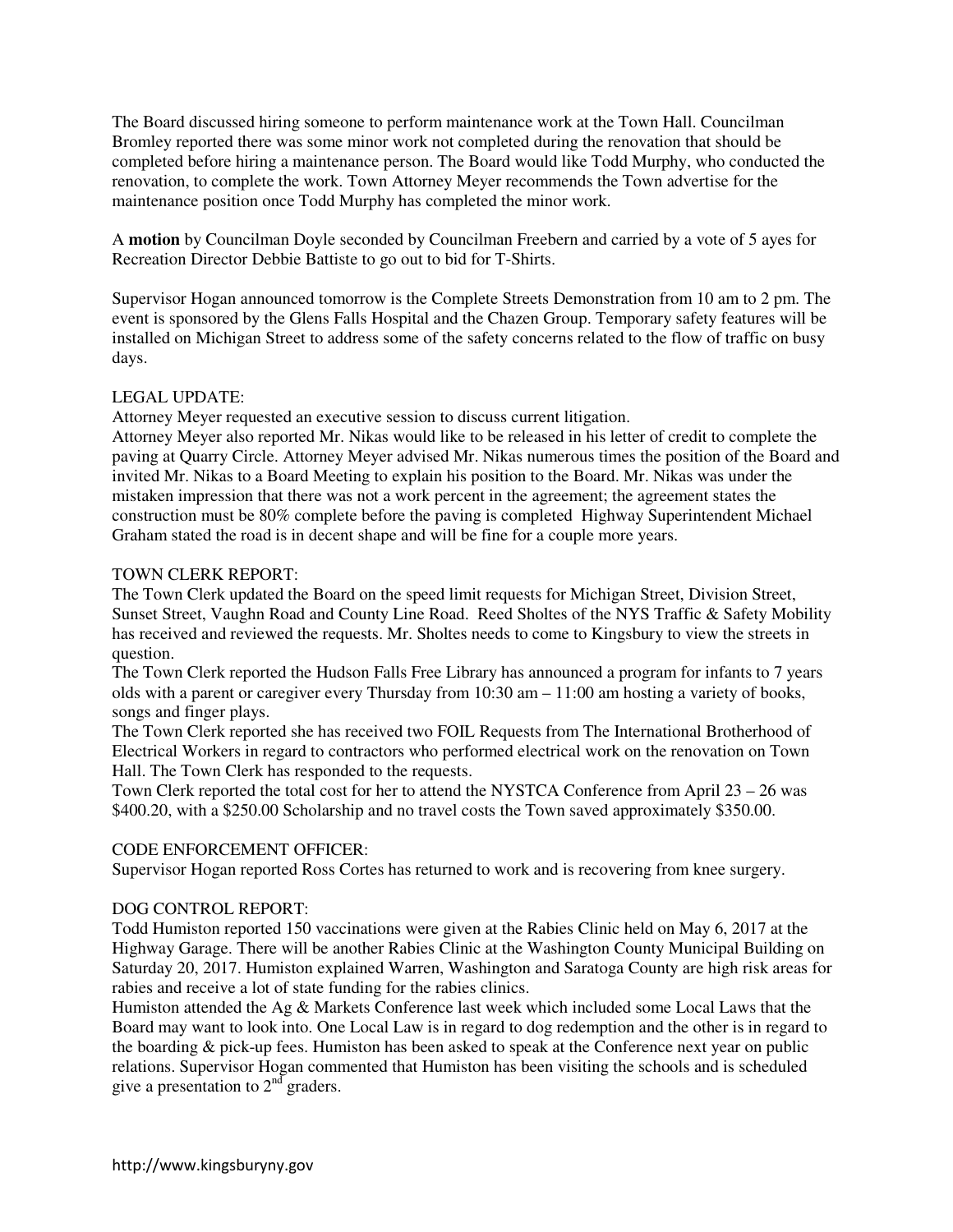The Board discussed hiring someone to perform maintenance work at the Town Hall. Councilman Bromley reported there was some minor work not completed during the renovation that should be completed before hiring a maintenance person. The Board would like Todd Murphy, who conducted the renovation, to complete the work. Town Attorney Meyer recommends the Town advertise for the maintenance position once Todd Murphy has completed the minor work.

A **motion** by Councilman Doyle seconded by Councilman Freebern and carried by a vote of 5 ayes for Recreation Director Debbie Battiste to go out to bid for T-Shirts.

Supervisor Hogan announced tomorrow is the Complete Streets Demonstration from 10 am to 2 pm. The event is sponsored by the Glens Falls Hospital and the Chazen Group. Temporary safety features will be installed on Michigan Street to address some of the safety concerns related to the flow of traffic on busy days.

LEGAL UPDATE:

Attorney Meyer requested an executive session to discuss current litigation.

Attorney Meyer also reported Mr. Nikas would like to be released in his letter of credit to complete the paving at Quarry Circle. Attorney Meyer advised Mr. Nikas numerous times the position of the Board and invited Mr. Nikas to a Board Meeting to explain his position to the Board. Mr. Nikas was under the mistaken impression that there was not a work percent in the agreement; the agreement states the construction must be 80% complete before the paving is completed Highway Superintendent Michael Graham stated the road is in decent shape and will be fine for a couple more years.

TOWN CLERK REPORT:

The Town Clerk updated the Board on the speed limit requests for Michigan Street, Division Street, Sunset Street, Vaughn Road and County Line Road. Reed Sholtes of the NYS Traffic & Safety Mobility has received and reviewed the requests. Mr. Sholtes needs to come to Kingsbury to view the streets in question.

The Town Clerk reported the Hudson Falls Free Library has announced a program for infants to 7 years olds with a parent or caregiver every Thursday from 10:30 am – 11:00 am hosting a variety of books, songs and finger plays.

The Town Clerk reported she has received two FOIL Requests from The International Brotherhood of Electrical Workers in regard to contractors who performed electrical work on the renovation on Town Hall. The Town Clerk has responded to the requests.

Town Clerk reported the total cost for her to attend the NYSTCA Conference from April 23 – 26 was $400.20, with a $250.00 Scholarship and no travel costs the Town saved approximately $350.00.

CODE ENFORCEMENT OFFICER:

Supervisor Hogan reported Ross Cortes has returned to work and is recovering from knee surgery.

DOG CONTROL REPORT:

Todd Humiston reported 150 vaccinations were given at the Rabies Clinic held on May 6, 2017 at the Highway Garage. There will be another Rabies Clinic at the Washington County Municipal Building on Saturday 20, 2017. Humiston explained Warren, Washington and Saratoga County are high risk areas for rabies and receive a lot of state funding for the rabies clinics.

Humiston attended the Ag & Markets Conference last week which included some Local Laws that the Board may want to look into. One Local Law is in regard to dog redemption and the other is in regard to the boarding & pick-up fees. Humiston has been asked to speak at the Conference next year on public relations. Supervisor Hogan commented that Humiston has been visiting the schools and is scheduled give a presentation to 2nd graders.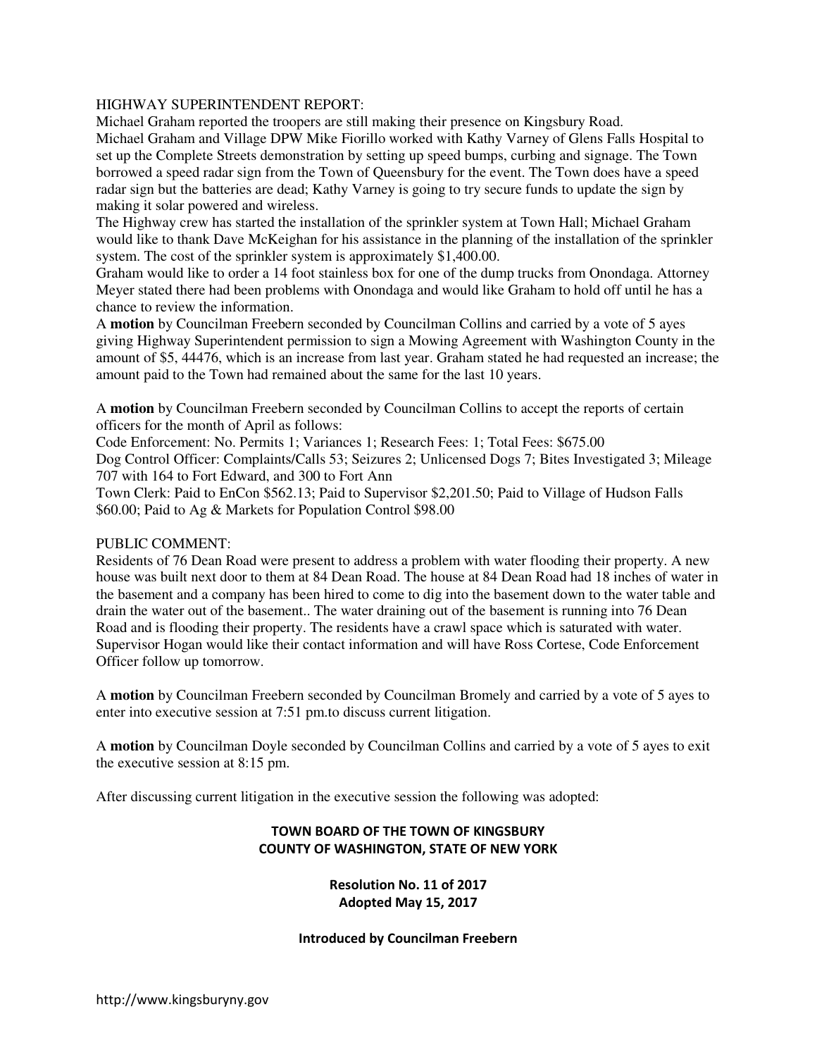HIGHWAY SUPERINTENDENT REPORT:

Michael Graham reported the troopers are still making their presence on Kingsbury Road.

Michael Graham and Village DPW Mike Fiorillo worked with Kathy Varney of Glens Falls Hospital to set up the Complete Streets demonstration by setting up speed bumps, curbing and signage. The Town borrowed a speed radar sign from the Town of Queensbury for the event. The Town does have a speed radar sign but the batteries are dead; Kathy Varney is going to try secure funds to update the sign by making it solar powered and wireless.

The Highway crew has started the installation of the sprinkler system at Town Hall; Michael Graham would like to thank Dave McKeighan for his assistance in the planning of the installation of the sprinkler system. The cost of the sprinkler system is approximately $1,400.00.

Graham would like to order a 14 foot stainless box for one of the dump trucks from Onondaga. Attorney Meyer stated there had been problems with Onondaga and would like Graham to hold off until he has a chance to review the information.

A **motion** by Councilman Freebern seconded by Councilman Collins and carried by a vote of 5 ayes giving Highway Superintendent permission to sign a Mowing Agreement with Washington County in the amount of $5, 44476, which is an increase from last year. Graham stated he had requested an increase; the amount paid to the Town had remained about the same for the last 10 years.

A **motion** by Councilman Freebern seconded by Councilman Collins to accept the reports of certain officers for the month of April as follows:

Code Enforcement: No. Permits 1; Variances 1; Research Fees: 1; Total Fees: $675.00

Dog Control Officer: Complaints/Calls 53; Seizures 2; Unlicensed Dogs 7; Bites Investigated 3; Mileage 707 with 164 to Fort Edward, and 300 to Fort Ann

Town Clerk: Paid to EnCon $562.13; Paid to Supervisor $2,201.50; Paid to Village of Hudson Falls $60.00; Paid to Ag & Markets for Population Control $98.00

PUBLIC COMMENT:

Residents of 76 Dean Road were present to address a problem with water flooding their property. A new house was built next door to them at 84 Dean Road. The house at 84 Dean Road had 18 inches of water in the basement and a company has been hired to come to dig into the basement down to the water table and drain the water out of the basement.. The water draining out of the basement is running into 76 Dean Road and is flooding their property. The residents have a crawl space which is saturated with water. Supervisor Hogan would like their contact information and will have Ross Cortese, Code Enforcement Officer follow up tomorrow.

A **motion** by Councilman Freebern seconded by Councilman Bromely and carried by a vote of 5 ayes to enter into executive session at 7:51 pm.to discuss current litigation.

A **motion** by Councilman Doyle seconded by Councilman Collins and carried by a vote of 5 ayes to exit the executive session at 8:15 pm.

After discussing current litigation in the executive session the following was adopted:

**TOWN BOARD OF THE TOWN OF KINGSBURY**
**COUNTY OF WASHINGTON, STATE OF NEW YORK**

**Resolution No. 11 of 2017**
**Adopted May 15, 2017**

**Introduced by Councilman Freebern**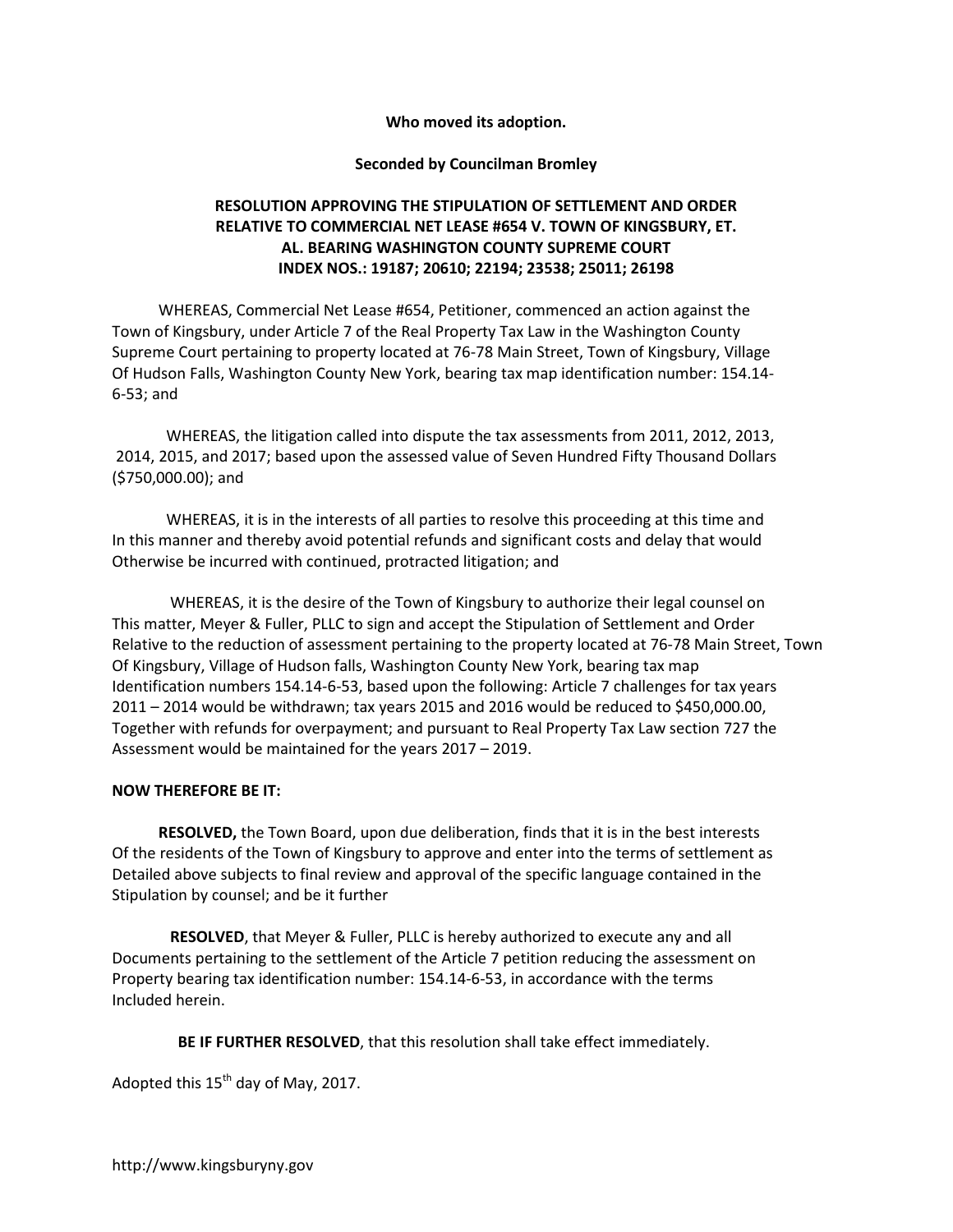**Who moved its adoption.**

**Seconded by Councilman Bromley**

**RESOLUTION APPROVING THE STIPULATION OF SETTLEMENT AND ORDER RELATIVE TO COMMERCIAL NET LEASE #654 V. TOWN OF KINGSBURY, ET. AL. BEARING WASHINGTON COUNTY SUPREME COURT INDEX NOS.: 19187; 20610; 22194; 23538; 25011; 26198**

WHEREAS, Commercial Net Lease #654, Petitioner, commenced an action against the Town of Kingsbury, under Article 7 of the Real Property Tax Law in the Washington County Supreme Court pertaining to property located at 76-78 Main Street, Town of Kingsbury, Village Of Hudson Falls, Washington County New York, bearing tax map identification number: 154.14-6-53; and

WHEREAS, the litigation called into dispute the tax assessments from 2011, 2012, 2013, 2014, 2015, and 2017; based upon the assessed value of Seven Hundred Fifty Thousand Dollars ($750,000.00); and

WHEREAS, it is in the interests of all parties to resolve this proceeding at this time and In this manner and thereby avoid potential refunds and significant costs and delay that would Otherwise be incurred with continued, protracted litigation; and

WHEREAS, it is the desire of the Town of Kingsbury to authorize their legal counsel on This matter, Meyer & Fuller, PLLC to sign and accept the Stipulation of Settlement and Order Relative to the reduction of assessment pertaining to the property located at 76-78 Main Street, Town Of Kingsbury, Village of Hudson falls, Washington County New York, bearing tax map Identification numbers 154.14-6-53, based upon the following: Article 7 challenges for tax years 2011 – 2014 would be withdrawn; tax years 2015 and 2016 would be reduced to $450,000.00, Together with refunds for overpayment; and pursuant to Real Property Tax Law section 727 the Assessment would be maintained for the years 2017 – 2019.

**NOW THEREFORE BE IT:**

**RESOLVED,** the Town Board, upon due deliberation, finds that it is in the best interests Of the residents of the Town of Kingsbury to approve and enter into the terms of settlement as Detailed above subjects to final review and approval of the specific language contained in the Stipulation by counsel; and be it further

**RESOLVED**, that Meyer & Fuller, PLLC is hereby authorized to execute any and all Documents pertaining to the settlement of the Article 7 petition reducing the assessment on Property bearing tax identification number: 154.14-6-53, in accordance with the terms Included herein.

**BE IF FURTHER RESOLVED**, that this resolution shall take effect immediately.

Adopted this 15th day of May, 2017.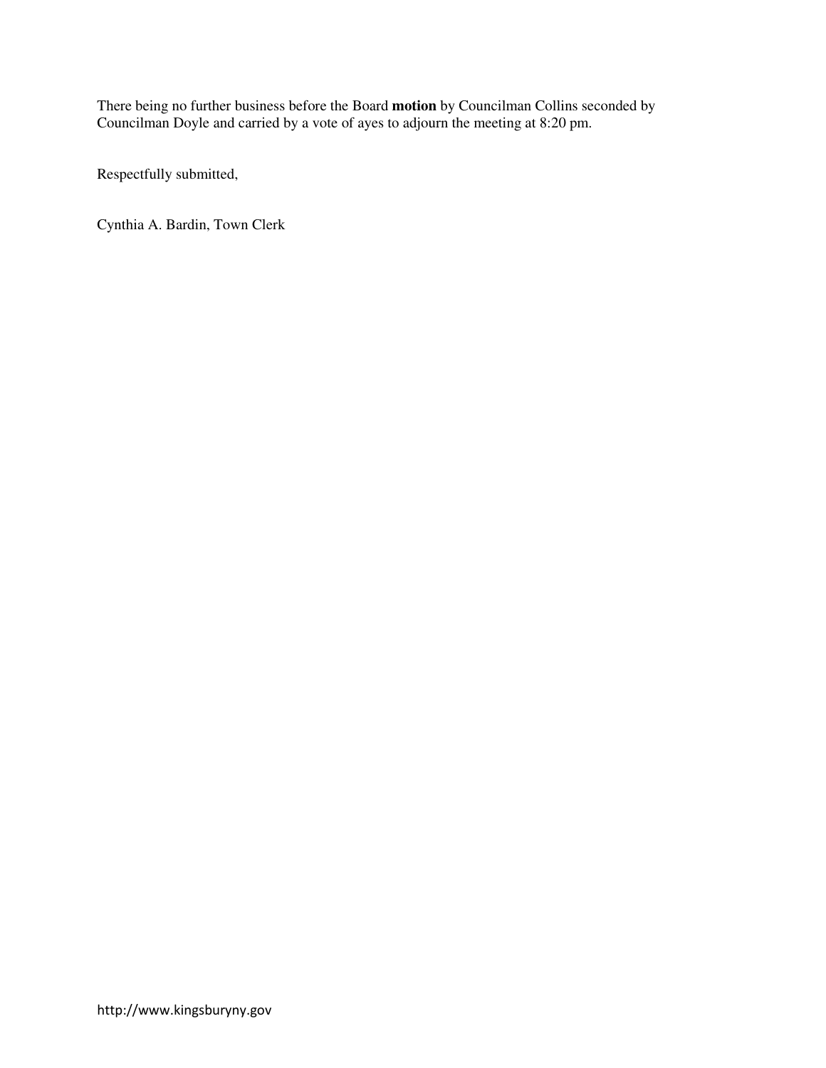There being no further business before the Board **motion** by Councilman Collins seconded by Councilman Doyle and carried by a vote of ayes to adjourn the meeting at 8:20 pm.

Respectfully submitted,

Cynthia A. Bardin, Town Clerk